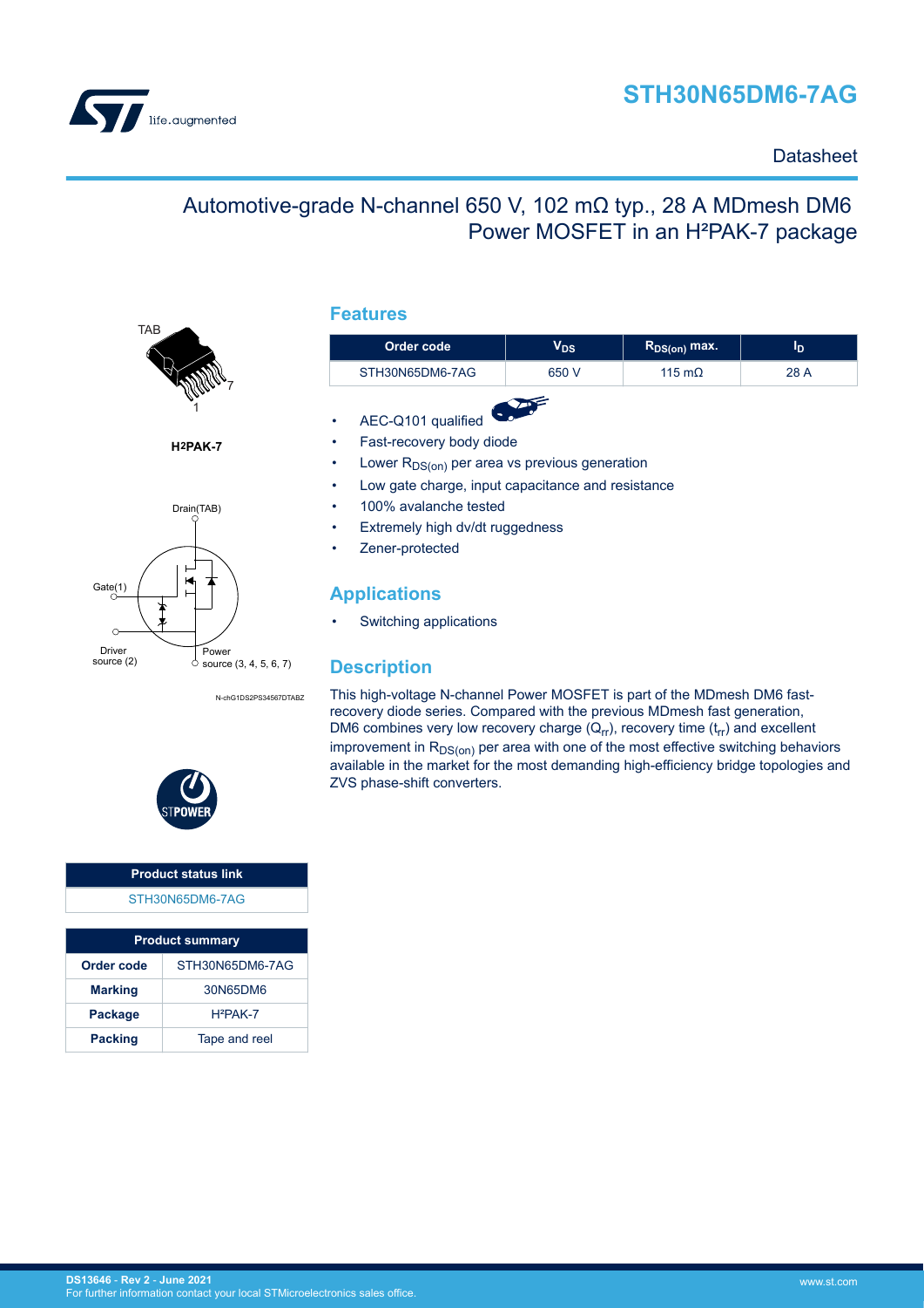# STH30N65DM6-7AG

Datasheet

## Automotive-grade N-channel 650 V, 102 mΩ typ., 28 A MDmesh DM6 Power MOSFET in an H²PAK-7 package

TAB

H²PAK-7

Drain(TAB)

Gate(1)

Driver source (2)

Power source (3, 4, 5, 6, 7)

N-chG1DS2PS34567DTABZ

## Features

| Order code | $V_{DS}$ | $R_{DS(on)}$ max. | $I_D$ |
|---|---|---|---|
| STH30N65DM6-7AG | 650 V | 115 mΩ | 28 A |

- AEC-Q101 qualified
- Fast-recovery body diode
- Lower $R_{DS(on)}$ per area vs previous generation
- Low gate charge, input capacitance and resistance
- 100% avalanche tested
- Extremely high dv/dt ruggedness
- Zener-protected

## Applications

- Switching applications

## Description

This high-voltage N-channel Power MOSFET is part of the MDmesh DM6 fast-recovery diode series. Compared with the previous MDmesh fast generation, DM6 combines very low recovery charge ($Q_{rr}$), recovery time ($t_{rr}$) and excellent improvement in $R_{DS(on)}$ per area with one of the most effective switching behaviors available in the market for the most demanding high-efficiency bridge topologies and ZVS phase-shift converters.

| Product status link |
|---|
| STH30N65DM6-7AG |

| Product summary | |
|---|---|
| **Order code** | STH30N65DM6-7AG |
| **Marking** | 30N65DM6 |
| **Package** | H²PAK-7 |
| **Packing** | Tape and reel |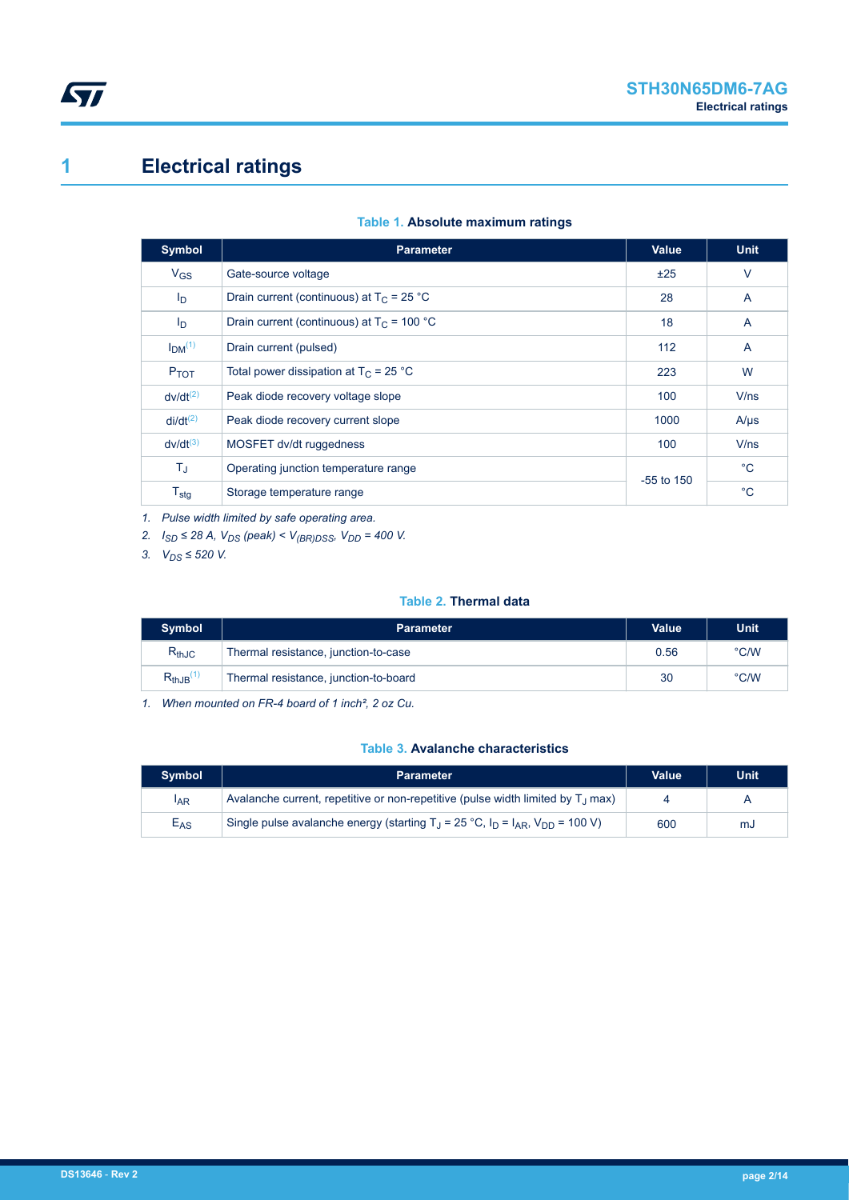# 1 Electrical ratings

**Table 1. Absolute maximum ratings**

| Symbol | Parameter | Value | Unit |
|---|---|---|---|
| $V_{GS}$ | Gate-source voltage | ±25 | V |
| $I_D$ | Drain current (continuous) at $T_C$ = 25 °C | 28 | A |
| $I_D$ | Drain current (continuous) at $T_C$ = 100 °C | 18 | A |
| $I_{DM}$ [(1)] | Drain current (pulsed) | 112 | A |
| $P_{TOT}$ | Total power dissipation at $T_C$ = 25 °C | 223 | W |
| dv/dt [(2)] | Peak diode recovery voltage slope | 100 | V/ns |
| di/dt [(2)] | Peak diode recovery current slope | 1000 | A/μs |
| dv/dt [(3)] | MOSFET dv/dt ruggedness | 100 | V/ns |
| $T_J$ | Operating junction temperature range | -55 to 150 | °C |
| $T_{stg}$ | Storage temperature range | | °C |

1. *Pulse width limited by safe operating area.*
2. *$I_{SD}$ ≤ 28 A, $V_{DS}$ (peak) < $V_{(BR)DSS}$, $V_{DD}$ = 400 V.*
3. *$V_{DS}$ ≤ 520 V.*

**Table 2. Thermal data**

| Symbol | Parameter | Value | Unit |
|---|---|---|---|
| $R_{thJC}$ | Thermal resistance, junction-to-case | 0.56 | °C/W |
| $R_{thJB}$ [(1)] | Thermal resistance, junction-to-board | 30 | °C/W |

1. *When mounted on FR-4 board of 1 inch², 2 oz Cu.*

**Table 3. Avalanche characteristics**

| Symbol | Parameter | Value | Unit |
|---|---|---|---|
| $I_{AR}$ | Avalanche current, repetitive or non-repetitive (pulse width limited by $T_J$ max) | 4 | A |
| $E_{AS}$ | Single pulse avalanche energy (starting $T_J$ = 25 °C, $I_D$ = $I_{AR}$, $V_{DD}$ = 100 V) | 600 | mJ |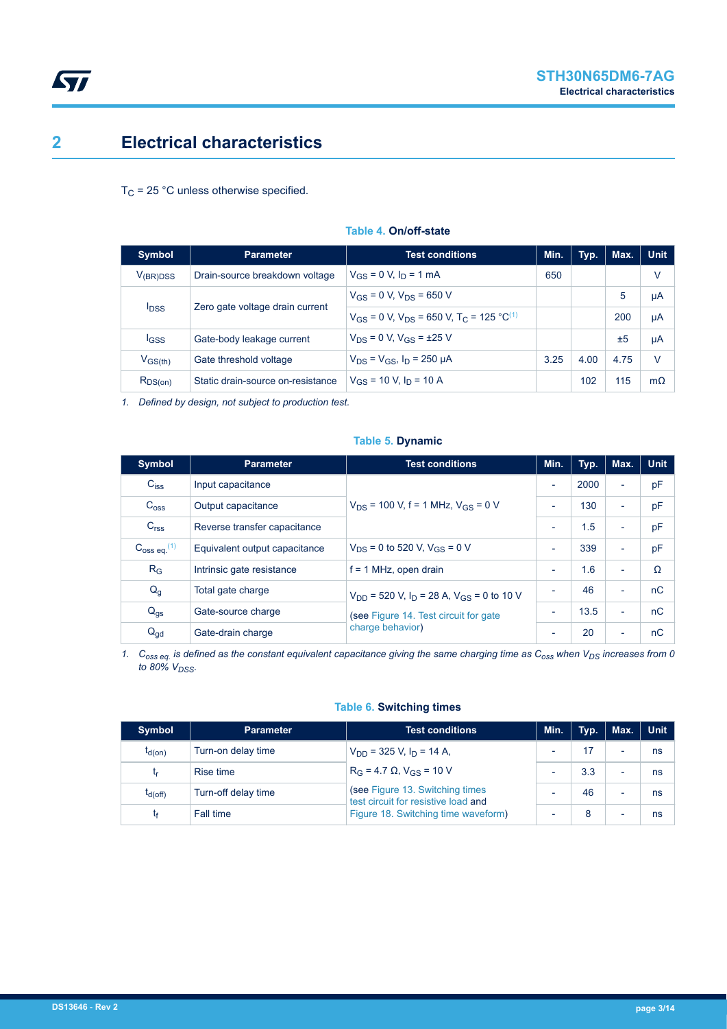# 2 Electrical characteristics

$T_C$ = 25 °C unless otherwise specified.

**Table 4. On/off-state**

| Symbol | Parameter | Test conditions | Min. | Typ. | Max. | Unit |
|---|---|---|---|---|---|---|
| $V_{(BR)DSS}$ | Drain-source breakdown voltage | $V_{GS}$ = 0 V, $I_D$ = 1 mA | 650 | | | V |
| $I_{DSS}$ | Zero gate voltage drain current | $V_{GS}$ = 0 V, $V_{DS}$ = 650 V | | | 5 | µA |
| | | $V_{GS}$ = 0 V, $V_{DS}$ = 650 V, $T_C$ = 125 °C[1] | | | 200 | µA |
| $I_{GSS}$ | Gate-body leakage current | $V_{DS}$ = 0 V, $V_{GS}$ = ±25 V | | | ±5 | µA |
| $V_{GS(th)}$ | Gate threshold voltage | $V_{DS}$ = $V_{GS}$, $I_D$ = 250 µA | 3.25 | 4.00 | 4.75 | V |
| $R_{DS(on)}$ | Static drain-source on-resistance | $V_{GS}$ = 10 V, $I_D$ = 10 A | | 102 | 115 | mΩ |

1. *Defined by design, not subject to production test.*

**Table 5. Dynamic**

| Symbol | Parameter | Test conditions | Min. | Typ. | Max. | Unit |
|---|---|---|---|---|---|---|
| $C_{iss}$ | Input capacitance | $V_{DS}$ = 100 V, f = 1 MHz, $V_{GS}$ = 0 V | - | 2000 | - | pF |
| $C_{oss}$ | Output capacitance | | - | 130 | - | pF |
| $C_{rss}$ | Reverse transfer capacitance | | - | 1.5 | - | pF |
| $C_{oss\ eq.}$[1] | Equivalent output capacitance | $V_{DS}$ = 0 to 520 V, $V_{GS}$ = 0 V | - | 339 | - | pF |
| $R_G$ | Intrinsic gate resistance | f = 1 MHz, open drain | - | 1.6 | - | Ω |
| $Q_g$ | Total gate charge | $V_{DD}$ = 520 V, $I_D$ = 28 A, $V_{GS}$ = 0 to 10 V (see Figure 14. Test circuit for gate charge behavior) | - | 46 | - | nC |
| $Q_{gs}$ | Gate-source charge | | - | 13.5 | - | nC |
| $Q_{gd}$ | Gate-drain charge | | - | 20 | - | nC |

1. *$C_{oss\ eq.}$ is defined as the constant equivalent capacitance giving the same charging time as $C_{oss}$ when $V_{DS}$ increases from 0 to 80% $V_{DSS}$.*

**Table 6. Switching times**

| Symbol | Parameter | Test conditions | Min. | Typ. | Max. | Unit |
|---|---|---|---|---|---|---|
| $t_{d(on)}$ | Turn-on delay time | $V_{DD}$ = 325 V, $I_D$ = 14 A, $R_G$ = 4.7 Ω, $V_{GS}$ = 10 V (see Figure 13. Switching times test circuit for resistive load and Figure 18. Switching time waveform) | - | 17 | - | ns |
| $t_r$ | Rise time | | - | 3.3 | - | ns |
| $t_{d(off)}$ | Turn-off delay time | | - | 46 | - | ns |
| $t_f$ | Fall time | | - | 8 | - | ns |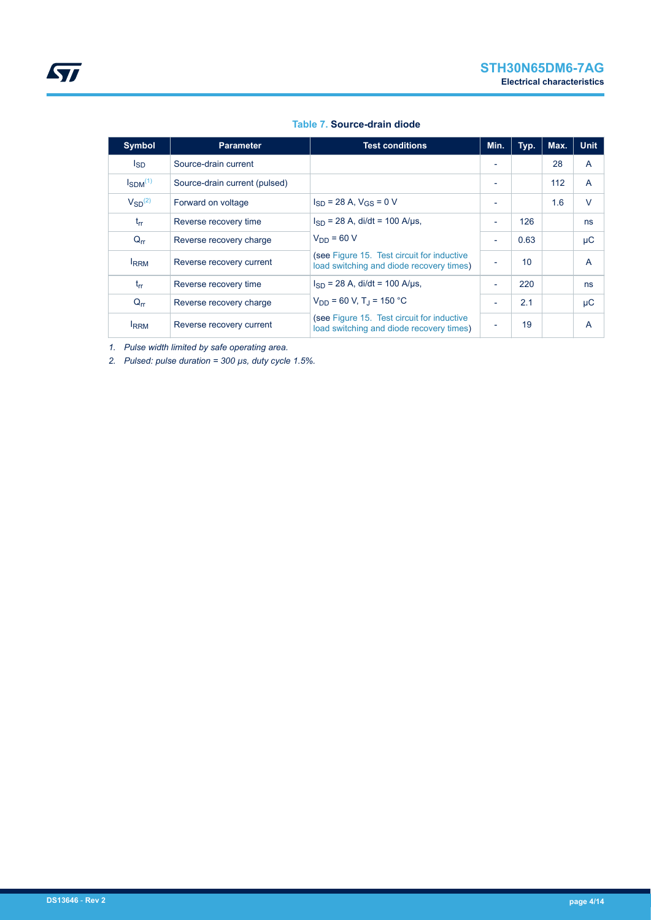**Table 7. Source-drain diode**

| Symbol | Parameter | Test conditions | Min. | Typ. | Max. | Unit |
|---|---|---|---|---|---|---|
| $I_{SD}$ | Source-drain current | | - | | 28 | A |
| $I_{SDM}$(1) | Source-drain current (pulsed) | | - | | 112 | A |
| $V_{SD}$(2) | Forward on voltage | $I_{SD}$ = 28 A, $V_{GS}$ = 0 V | - | | 1.6 | V |
| $t_{rr}$ | Reverse recovery time | $I_{SD}$ = 28 A, di/dt = 100 A/µs, | - | 126 | | ns |
| $Q_{rr}$ | Reverse recovery charge | $V_{DD}$ = 60 V | - | 0.63 | | µC |
| $I_{RRM}$ | Reverse recovery current | (see Figure 15. Test circuit for inductive load switching and diode recovery times) | - | 10 | | A |
| $t_{rr}$ | Reverse recovery time | $I_{SD}$ = 28 A, di/dt = 100 A/µs, | - | 220 | | ns |
| $Q_{rr}$ | Reverse recovery charge | $V_{DD}$ = 60 V, $T_J$ = 150 °C | - | 2.1 | | µC |
| $I_{RRM}$ | Reverse recovery current | (see Figure 15. Test circuit for inductive load switching and diode recovery times) | - | 19 | | A |

*1. Pulse width limited by safe operating area.*

*2. Pulsed: pulse duration = 300 µs, duty cycle 1.5%.*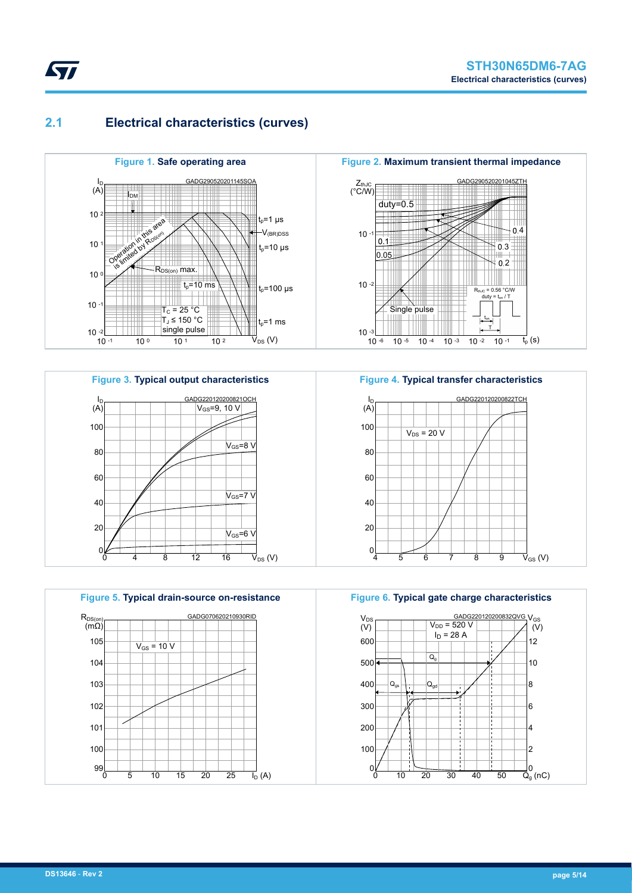## 2.1 Electrical characteristics (curves)

**Figure 1.** Safe operating area

**Figure 2.** Maximum transient thermal impedance

**Figure 3.** Typical output characteristics

**Figure 4.** Typical transfer characteristics

**Figure 5.** Typical drain-source on-resistance

**Figure 6.** Typical gate charge characteristics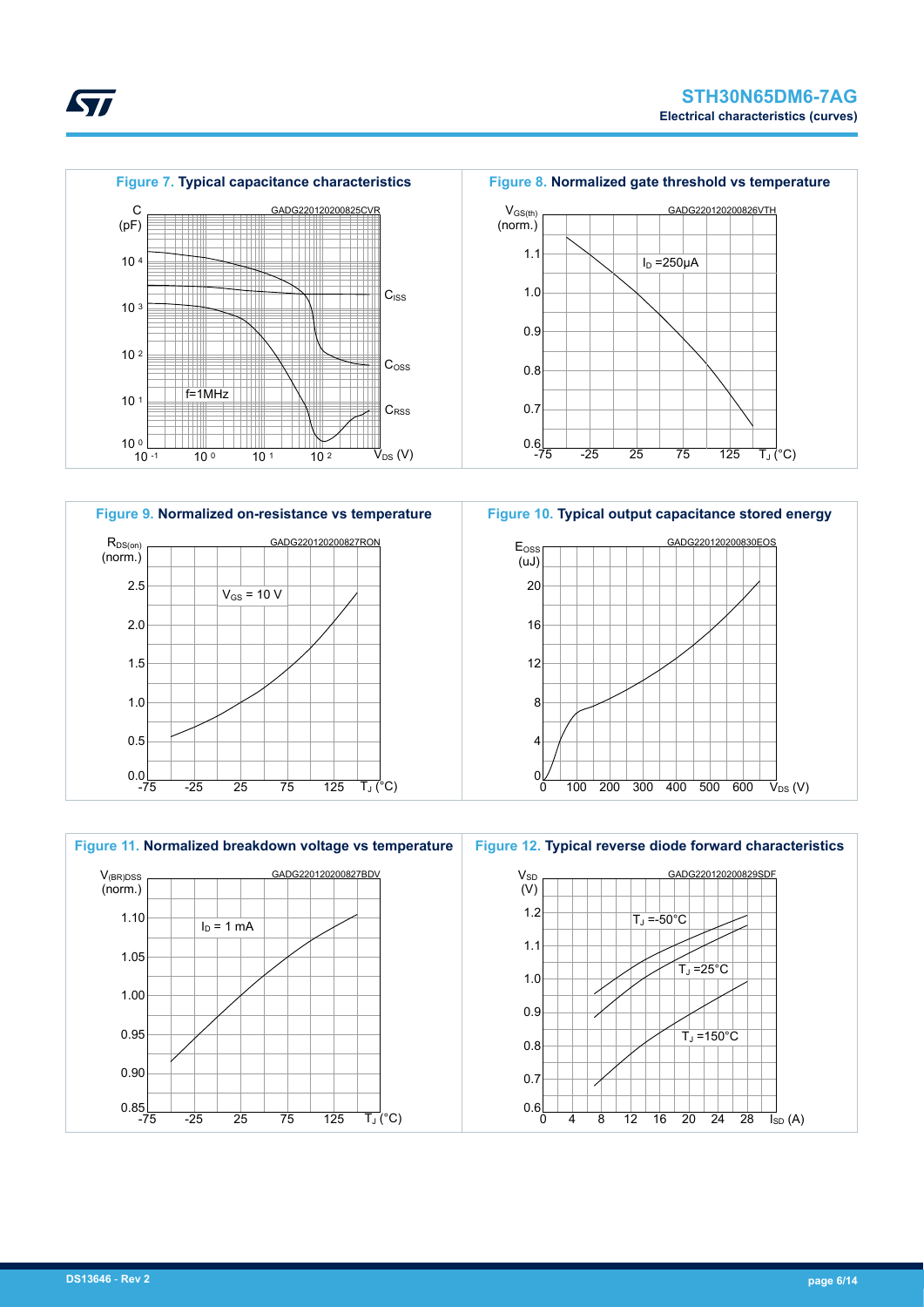Figure 7. Typical capacitance characteristics

Figure 8. Normalized gate threshold vs temperature

Figure 9. Normalized on-resistance vs temperature

Figure 10. Typical output capacitance stored energy

Figure 11. Normalized breakdown voltage vs temperature

Figure 12. Typical reverse diode forward characteristics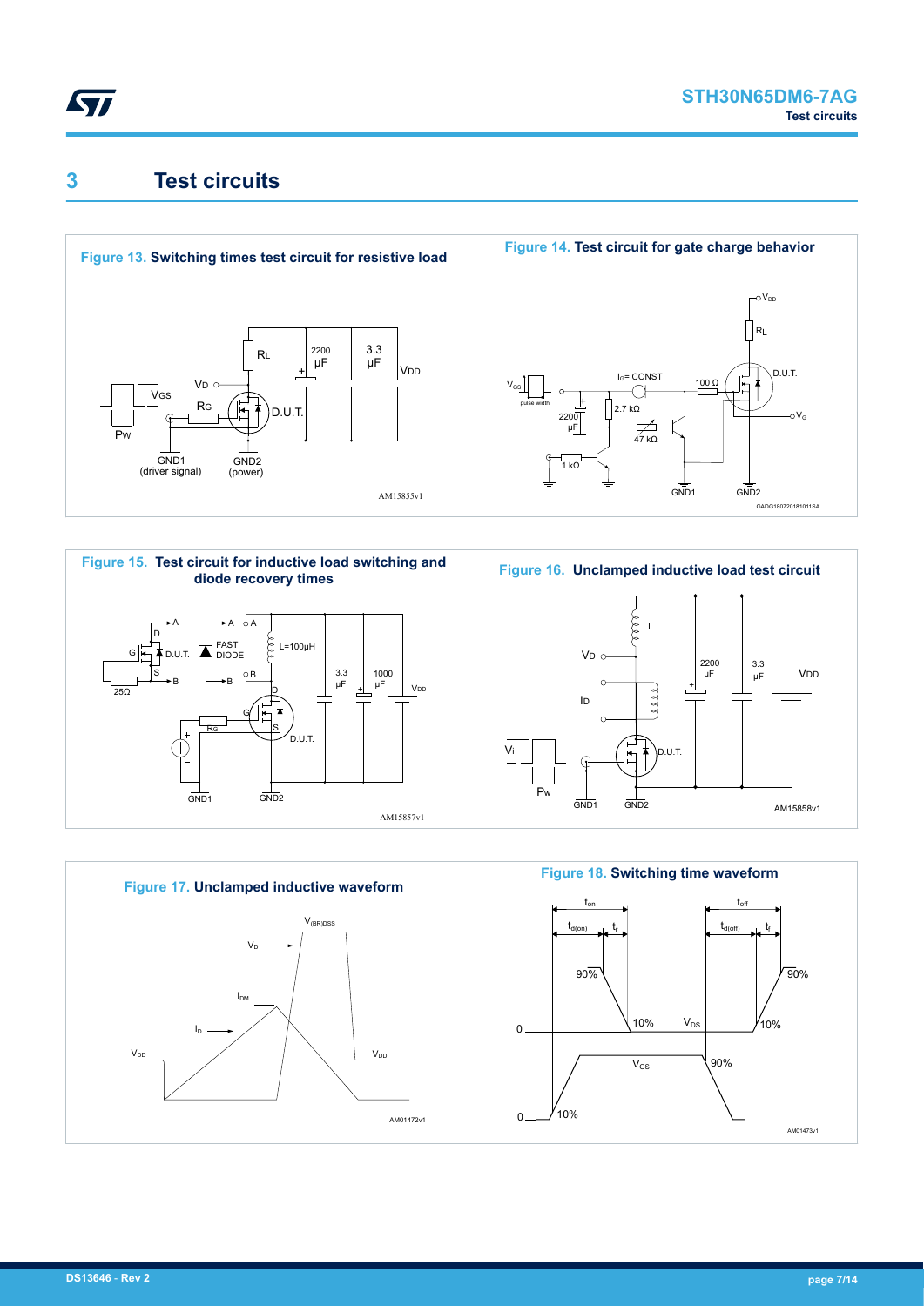# 3 Test circuits

**Figure 13. Switching times test circuit for resistive load**

**Figure 14. Test circuit for gate charge behavior**

**Figure 15. Test circuit for inductive load switching and diode recovery times**

**Figure 16. Unclamped inductive load test circuit**

**Figure 17. Unclamped inductive waveform**

**Figure 18. Switching time waveform**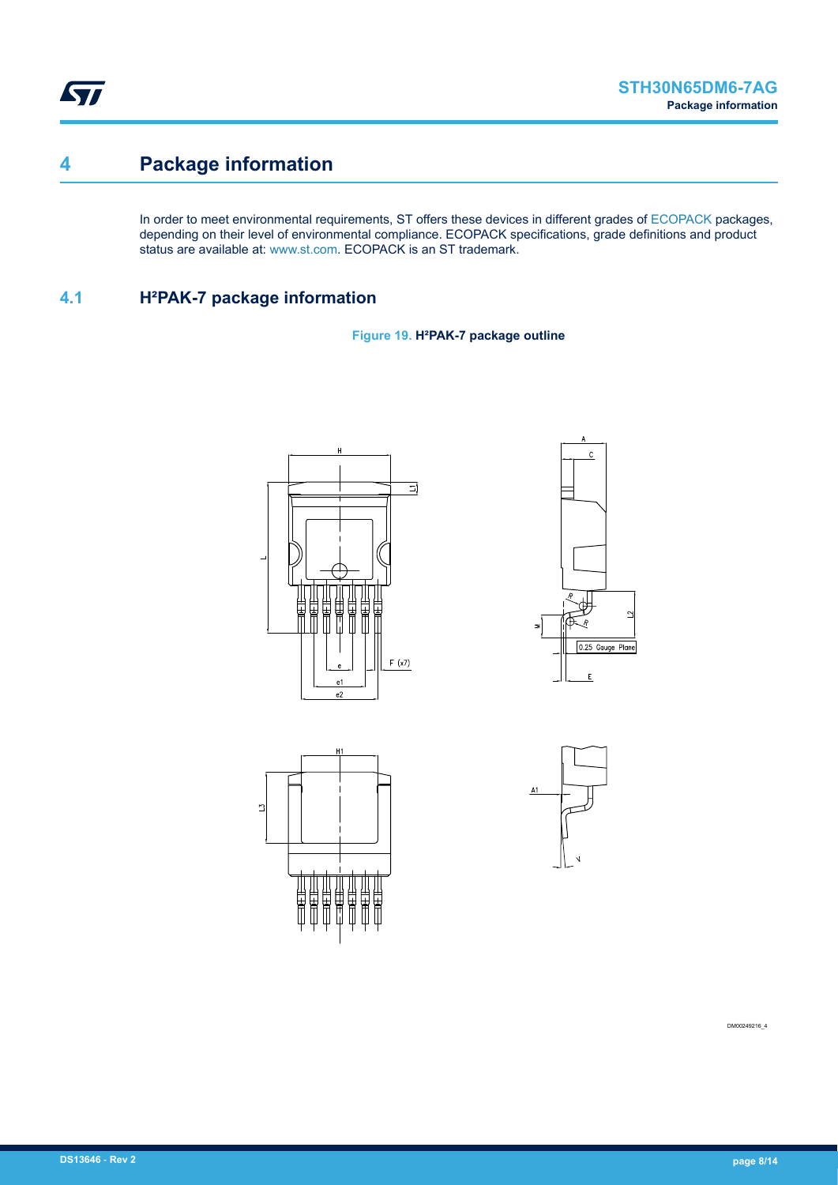# 4 Package information

In order to meet environmental requirements, ST offers these devices in different grades of ECOPACK packages, depending on their level of environmental compliance. ECOPACK specifications, grade definitions and product status are available at: www.st.com. ECOPACK is an ST trademark.

## 4.1 H²PAK-7 package information

**Figure 19. H²PAK-7 package outline**

DM00249216_4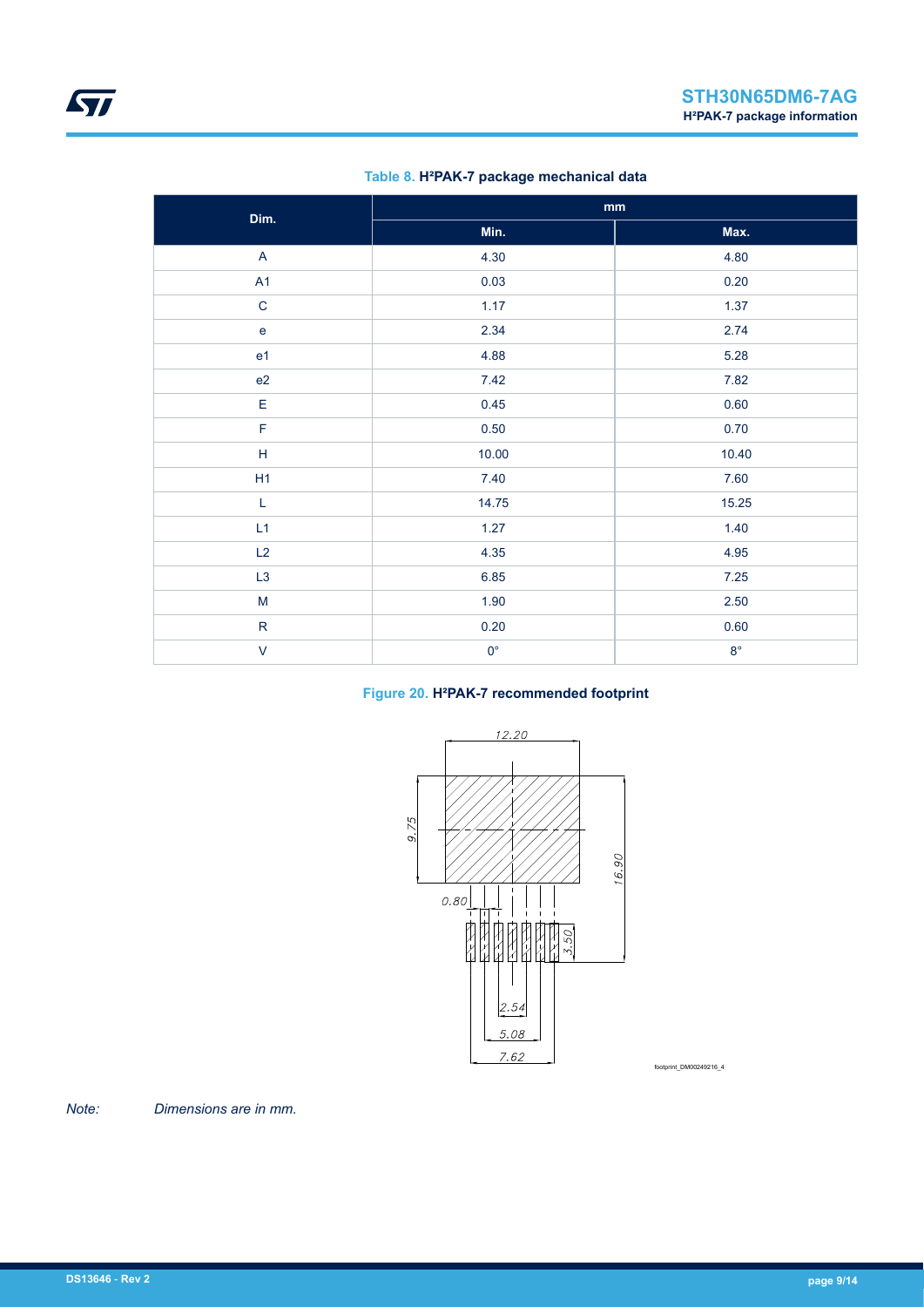**Table 8. H²PAK-7 package mechanical data**

| Dim. | mm | |
|---|---|---|
| | Min. | Max. |
| A | 4.30 | 4.80 |
| A1 | 0.03 | 0.20 |
| C | 1.17 | 1.37 |
| e | 2.34 | 2.74 |
| e1 | 4.88 | 5.28 |
| e2 | 7.42 | 7.82 |
| E | 0.45 | 0.60 |
| F | 0.50 | 0.70 |
| H | 10.00 | 10.40 |
| H1 | 7.40 | 7.60 |
| L | 14.75 | 15.25 |
| L1 | 1.27 | 1.40 |
| L2 | 4.35 | 4.95 |
| L3 | 6.85 | 7.25 |
| M | 1.90 | 2.50 |
| R | 0.20 | 0.60 |
| V | 0° | 8° |

**Figure 20. H²PAK-7 recommended footprint**

*Note: Dimensions are in mm.*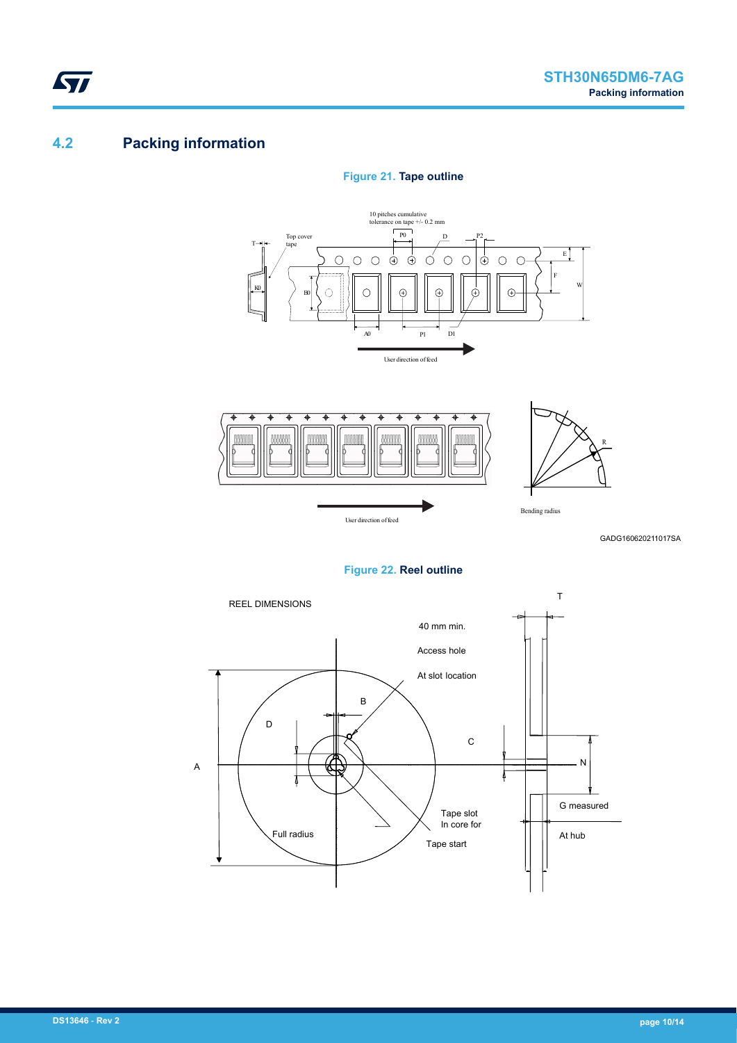## 4.2 Packing information

**Figure 21. Tape outline**

**Figure 22. Reel outline**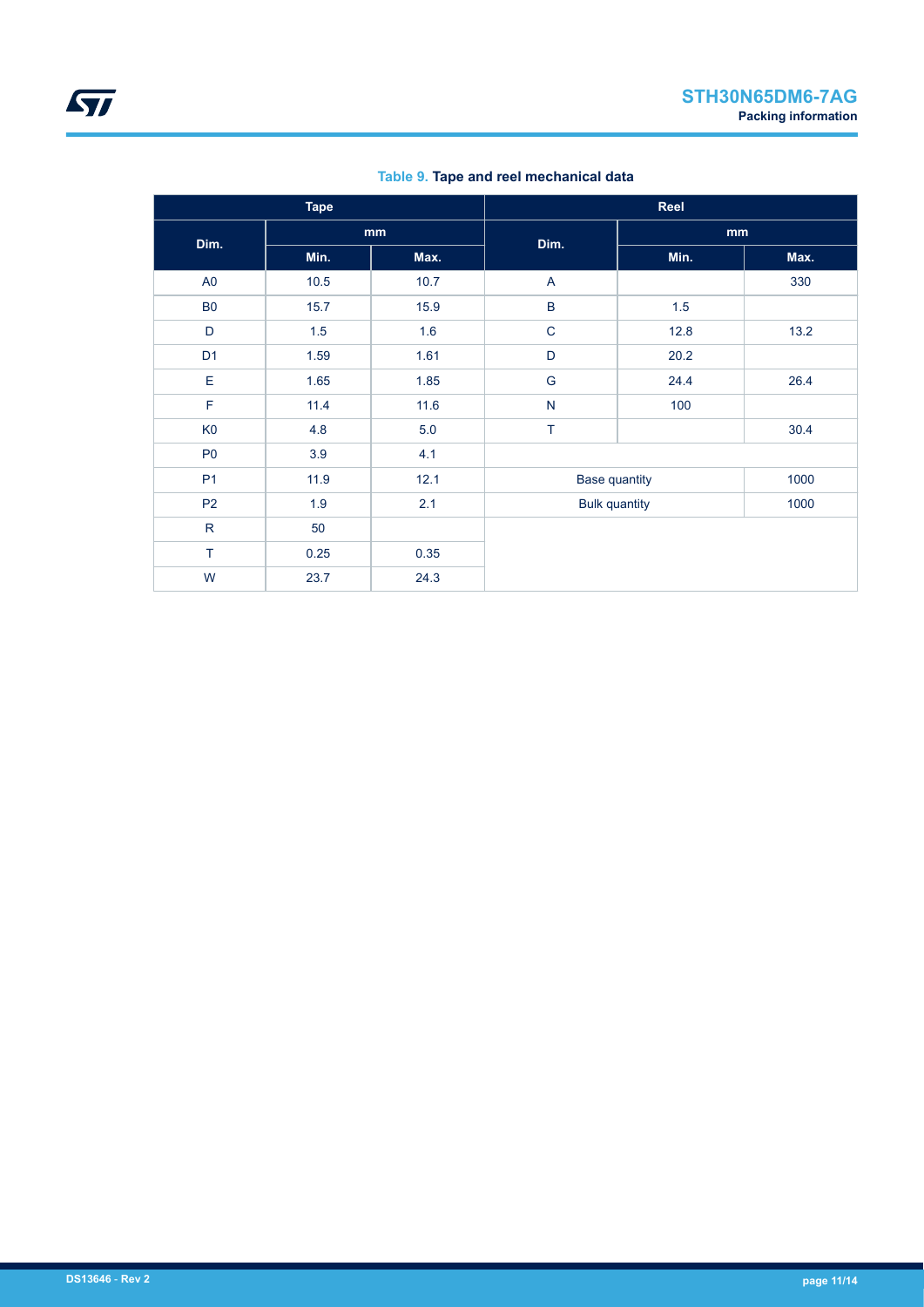**Table 9. Tape and reel mechanical data**

| Tape | | | Reel | | |
|---|---|---|---|---|---|
| Dim. | mm | | Dim. | mm | |
| | Min. | Max. | | Min. | Max. |
| A0 | 10.5 | 10.7 | A | | 330 |
| B0 | 15.7 | 15.9 | B | 1.5 | |
| D | 1.5 | 1.6 | C | 12.8 | 13.2 |
| D1 | 1.59 | 1.61 | D | 20.2 | |
| E | 1.65 | 1.85 | G | 24.4 | 26.4 |
| F | 11.4 | 11.6 | N | 100 | |
| K0 | 4.8 | 5.0 | T | | 30.4 |
| P0 | 3.9 | 4.1 | | | |
| P1 | 11.9 | 12.1 | Base quantity | | 1000 |
| P2 | 1.9 | 2.1 | Bulk quantity | | 1000 |
| R | 50 | | | | |
| T | 0.25 | 0.35 | | | |
| W | 23.7 | 24.3 | | | |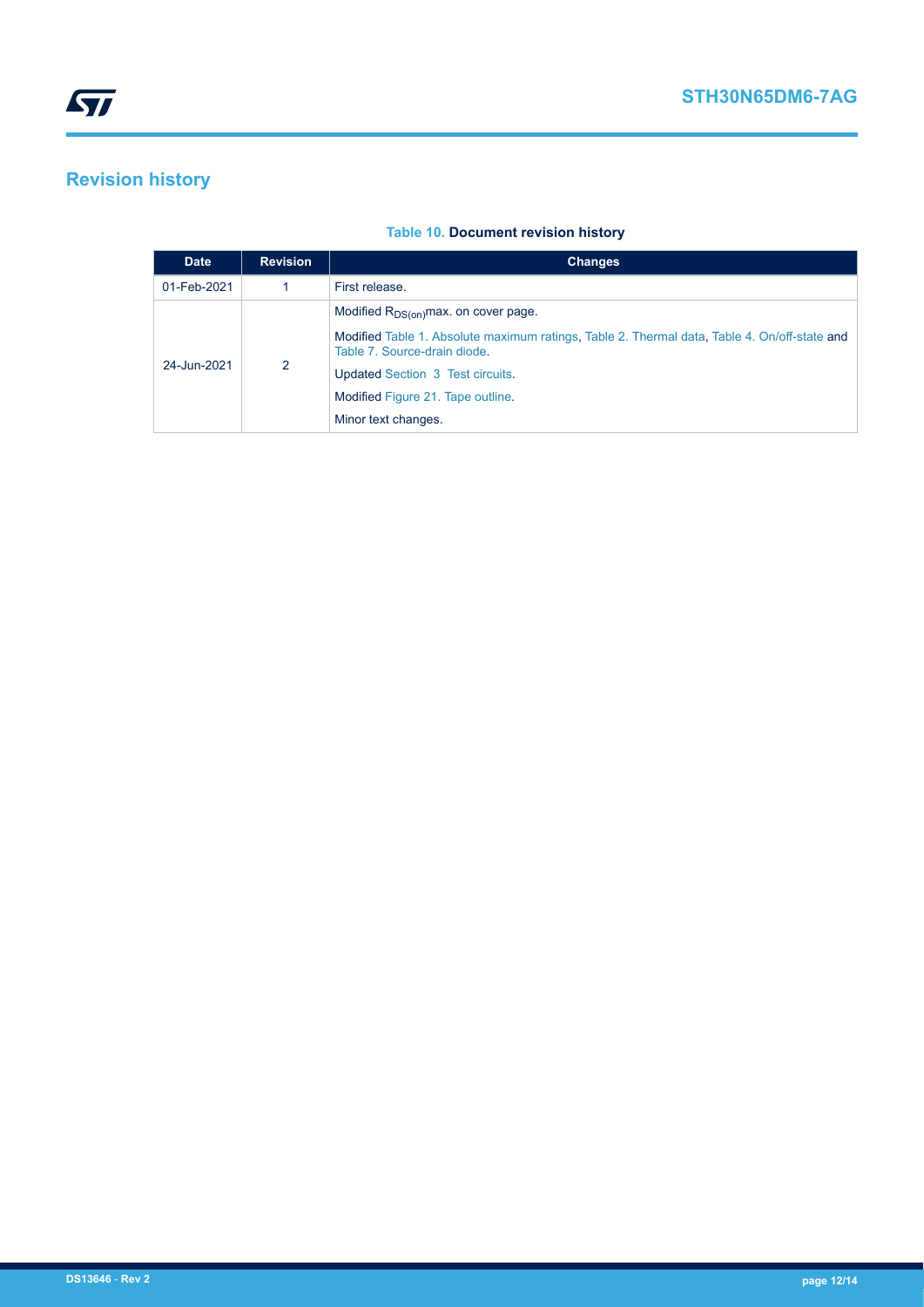# Revision history

**Table 10. Document revision history**

| Date | Revision | Changes |
| --- | --- | --- |
| 01-Feb-2021 | 1 | First release. |
| 24-Jun-2021 | 2 | Modified $R_{DS(on)}$max. on cover page.<br>Modified Table 1. Absolute maximum ratings, Table 2. Thermal data, Table 4. On/off-state and Table 7. Source-drain diode.<br>Updated Section 3 Test circuits.<br>Modified Figure 21. Tape outline.<br>Minor text changes. |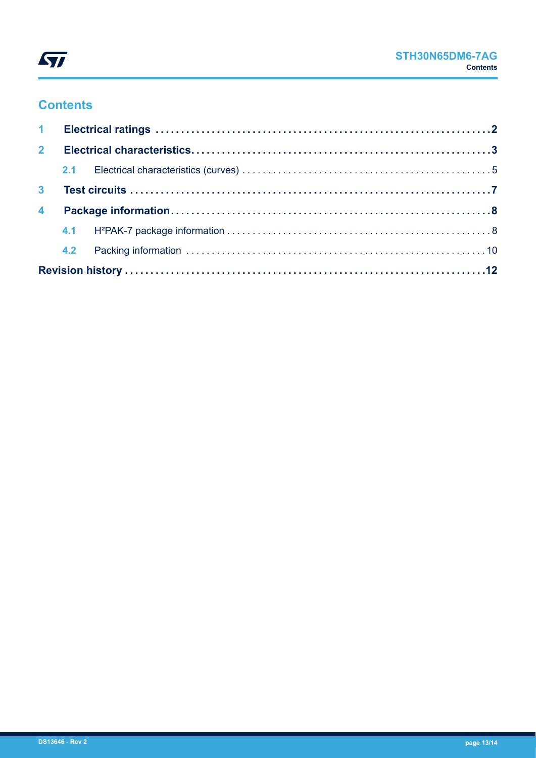## Contents

| | | |
|---|---|---|
| **1** | **Electrical ratings** | **2** |
| **2** | **Electrical characteristics** | **3** |
| 2.1 | Electrical characteristics (curves) | 5 |
| **3** | **Test circuits** | **7** |
| **4** | **Package information** | **8** |
| 4.1 | H²PAK-7 package information | 8 |
| 4.2 | Packing information | 10 |
| | **Revision history** | **12** |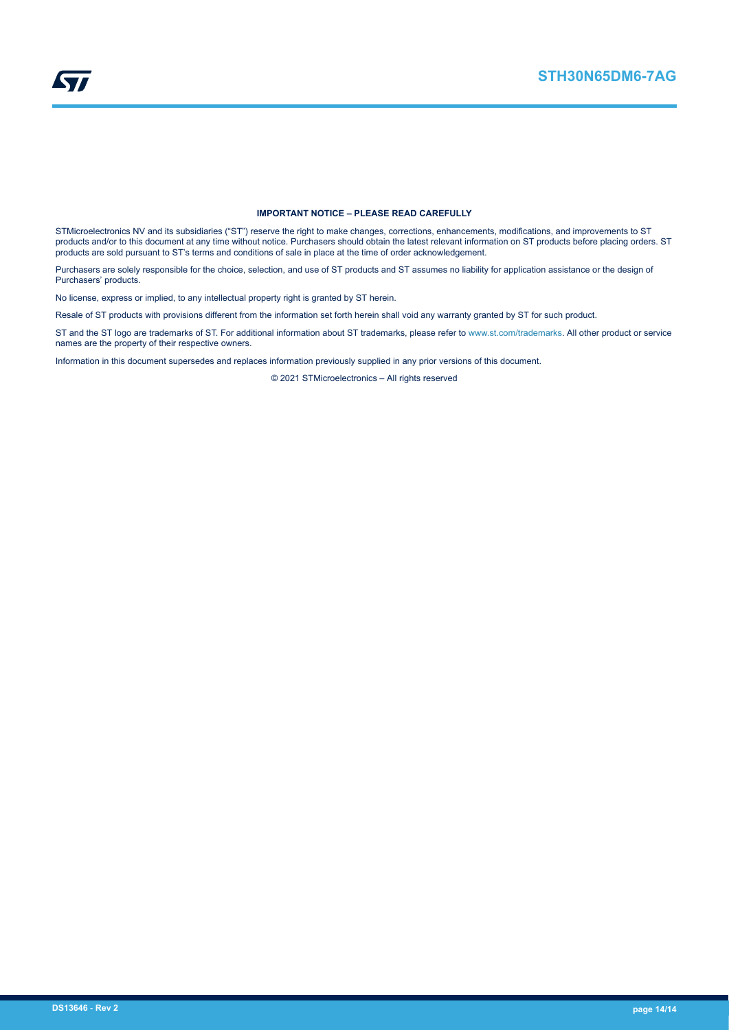**IMPORTANT NOTICE – PLEASE READ CAREFULLY**

STMicroelectronics NV and its subsidiaries ("ST") reserve the right to make changes, corrections, enhancements, modifications, and improvements to ST products and/or to this document at any time without notice. Purchasers should obtain the latest relevant information on ST products before placing orders. ST products are sold pursuant to ST's terms and conditions of sale in place at the time of order acknowledgement.

Purchasers are solely responsible for the choice, selection, and use of ST products and ST assumes no liability for application assistance or the design of Purchasers' products.

No license, express or implied, to any intellectual property right is granted by ST herein.

Resale of ST products with provisions different from the information set forth herein shall void any warranty granted by ST for such product.

ST and the ST logo are trademarks of ST. For additional information about ST trademarks, please refer to www.st.com/trademarks. All other product or service names are the property of their respective owners.

Information in this document supersedes and replaces information previously supplied in any prior versions of this document.

© 2021 STMicroelectronics – All rights reserved